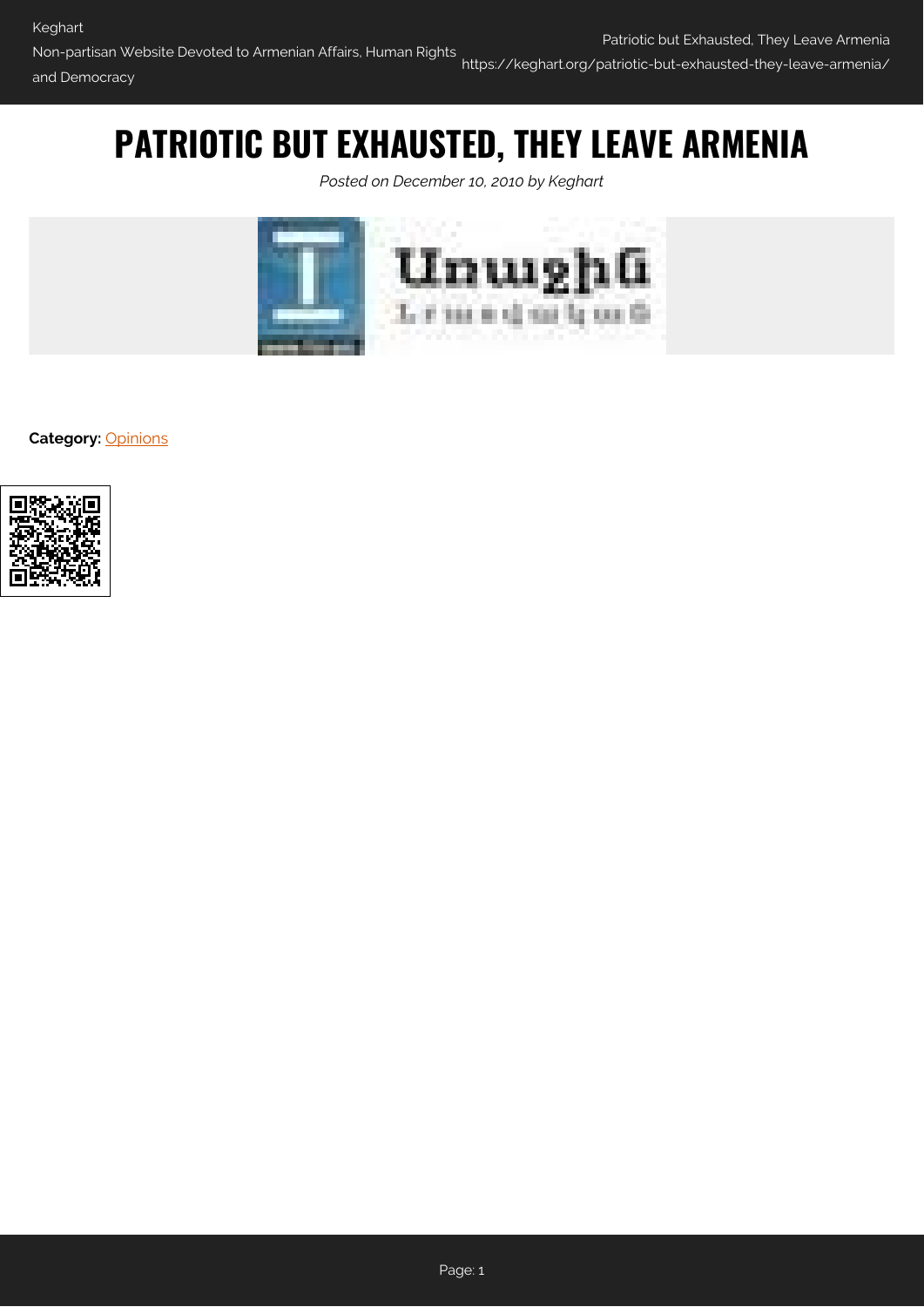# PATRIOTIC BUT EXHAUSTED, THEY LEAVE ARMENIA

*Posted on December 10, 2010 by Keghart*

**Category:** Opinions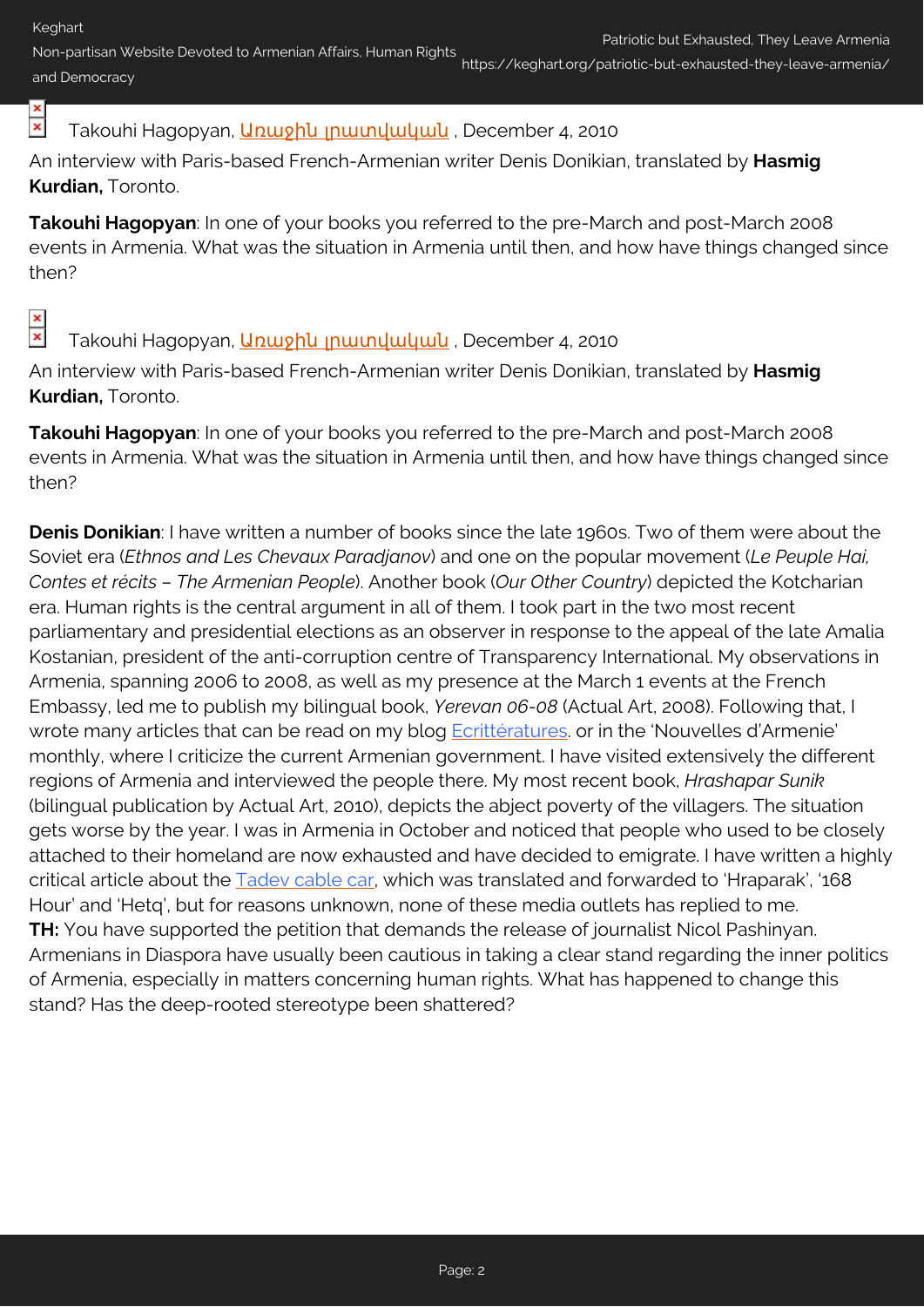Takouhi Hagopyan, Առաջին լրատվական , December 4, 2010

An interview with Paris-based French-Armenian writer Denis Donikian, translated by **Hasmig Kurdian,** Toronto.

**Takouhi Hagopyan**: In one of your books you referred to the pre-March and post-March 2008 events in Armenia. What was the situation in Armenia until then, and how have things changed since then?

Takouhi Hagopyan, Առաջին լրատվական , December 4, 2010

An interview with Paris-based French-Armenian writer Denis Donikian, translated by **Hasmig Kurdian,** Toronto.

**Takouhi Hagopyan**: In one of your books you referred to the pre-March and post-March 2008 events in Armenia. What was the situation in Armenia until then, and how have things changed since then?

**Denis Donikian**: I have written a number of books since the late 1960s. Two of them were about the Soviet era (*Ethnos and Les Chevaux Paradjanov*) and one on the popular movement (*Le Peuple Hai, Contes et récits – The Armenian People*). Another book (*Our Other Country*) depicted the Kotcharian era. Human rights is the central argument in all of them. I took part in the two most recent parliamentary and presidential elections as an observer in response to the appeal of the late Amalia Kostanian, president of the anti-corruption centre of Transparency International. My observations in Armenia, spanning 2006 to 2008, as well as my presence at the March 1 events at the French Embassy, led me to publish my bilingual book, *Yerevan 06-08* (Actual Art, 2008). Following that, I wrote many articles that can be read on my blog Ecrittératures. or in the 'Nouvelles d'Armenie' monthly, where I criticize the current Armenian government. I have visited extensively the different regions of Armenia and interviewed the people there. My most recent book, *Hrashapar Sunik* (bilingual publication by Actual Art, 2010), depicts the abject poverty of the villagers. The situation gets worse by the year. I was in Armenia in October and noticed that people who used to be closely attached to their homeland are now exhausted and have decided to emigrate. I have written a highly critical article about the Tadev cable car, which was translated and forwarded to 'Hraparak', '168 Hour' and 'Hetq', but for reasons unknown, none of these media outlets has replied to me.

**TH:** You have supported the petition that demands the release of journalist Nicol Pashinyan. Armenians in Diaspora have usually been cautious in taking a clear stand regarding the inner politics of Armenia, especially in matters concerning human rights. What has happened to change this stand? Has the deep-rooted stereotype been shattered?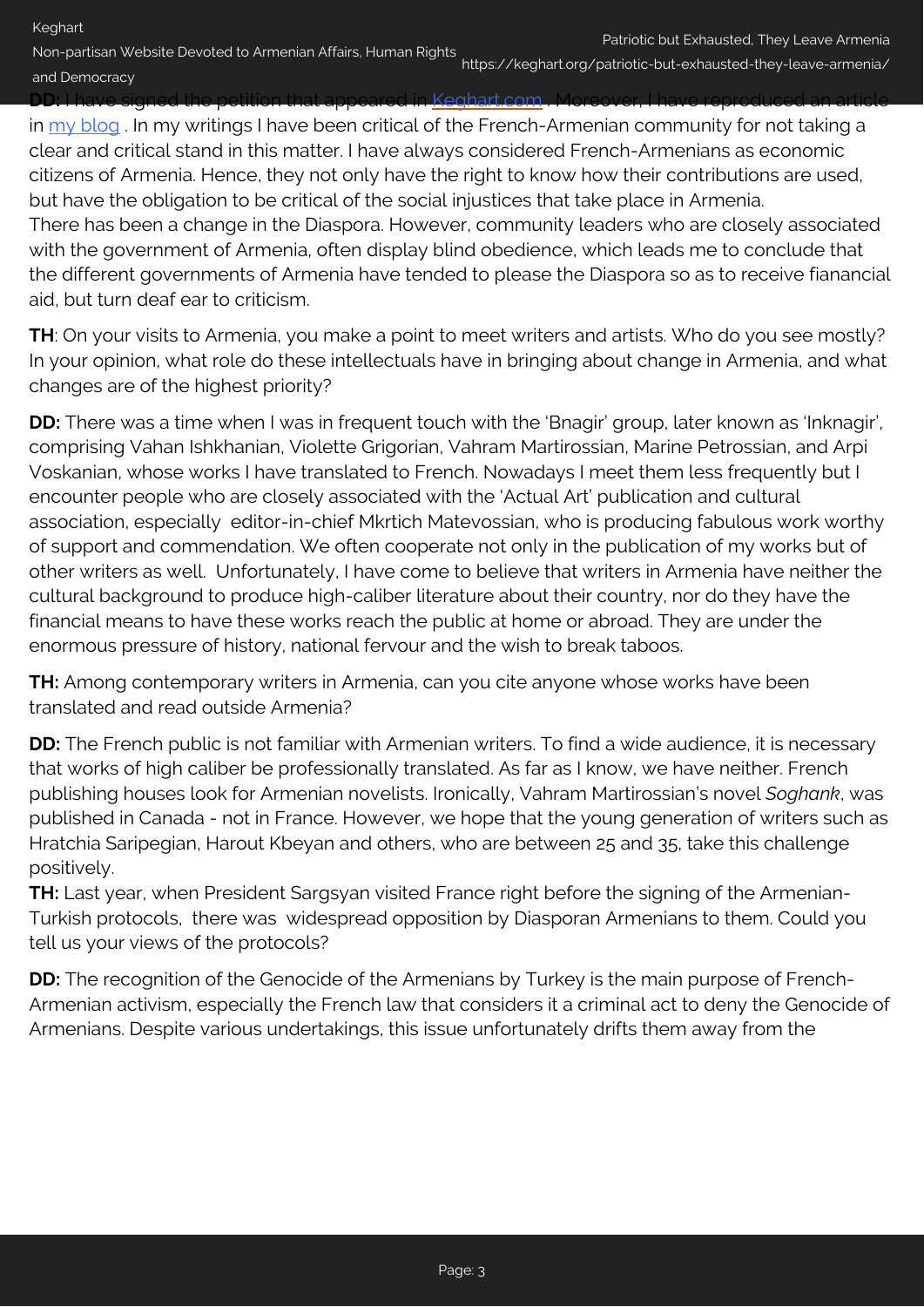**DD:** I have signed the petition that appeared in [Keghart.com](https://keghart.org). Moreover, I have reproduced an article in [my blog](#). In my writings I have been critical of the French-Armenian community for not taking a clear and critical stand in this matter. I have always considered French-Armenians as economic citizens of Armenia. Hence, they not only have the right to know how their contributions are used, but have the obligation to be critical of the social injustices that take place in Armenia.
There has been a change in the Diaspora. However, community leaders who are closely associated with the government of Armenia, often display blind obedience, which leads me to conclude that the different governments of Armenia have tended to please the Diaspora so as to receive fianancial aid, but turn deaf ear to criticism.

**TH**: On your visits to Armenia, you make a point to meet writers and artists. Who do you see mostly? In your opinion, what role do these intellectuals have in bringing about change in Armenia, and what changes are of the highest priority?

**DD:** There was a time when I was in frequent touch with the 'Bnagir' group, later known as 'Inknagir', comprising Vahan Ishkhanian, Violette Grigorian, Vahram Martirossian, Marine Petrossian, and Arpi Voskanian, whose works I have translated to French. Nowadays I meet them less frequently but I encounter people who are closely associated with the 'Actual Art' publication and cultural association, especially editor-in-chief Mkrtich Matevossian, who is producing fabulous work worthy of support and commendation. We often cooperate not only in the publication of my works but of other writers as well. Unfortunately, I have come to believe that writers in Armenia have neither the cultural background to produce high-caliber literature about their country, nor do they have the financial means to have these works reach the public at home or abroad. They are under the enormous pressure of history, national fervour and the wish to break taboos.

**TH:** Among contemporary writers in Armenia, can you cite anyone whose works have been translated and read outside Armenia?

**DD:** The French public is not familiar with Armenian writers. To find a wide audience, it is necessary that works of high caliber be professionally translated. As far as I know, we have neither. French publishing houses look for Armenian novelists. Ironically, Vahram Martirossian's novel *Soghank*, was published in Canada - not in France. However, we hope that the young generation of writers such as Hratchia Saripegian, Harout Kbeyan and others, who are between 25 and 35, take this challenge positively.

**TH:** Last year, when President Sargsyan visited France right before the signing of the Armenian-Turkish protocols, there was widespread opposition by Diasporan Armenians to them. Could you tell us your views of the protocols?

**DD:** The recognition of the Genocide of the Armenians by Turkey is the main purpose of French-Armenian activism, especially the French law that considers it a criminal act to deny the Genocide of Armenians. Despite various undertakings, this issue unfortunately drifts them away from the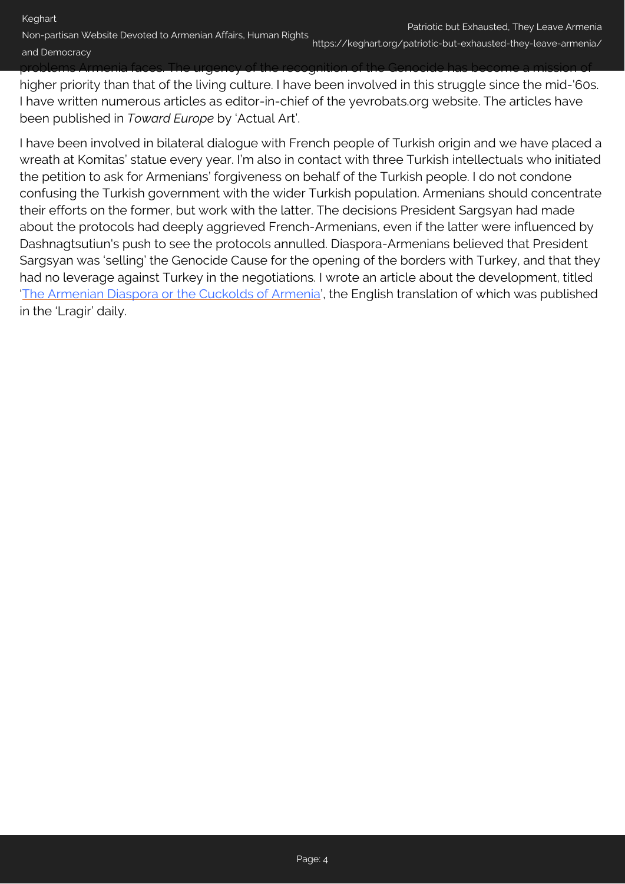problems Armenia faces. The urgency of the recognition of the Genocide has become a mission of higher priority than that of the living culture. I have been involved in this struggle since the mid-'60s. I have written numerous articles as editor-in-chief of the yevrobats.org website. The articles have been published in *Toward Europe* by 'Actual Art'.

I have been involved in bilateral dialogue with French people of Turkish origin and we have placed a wreath at Komitas' statue every year. I'm also in contact with three Turkish intellectuals who initiated the petition to ask for Armenians' forgiveness on behalf of the Turkish people. I do not condone confusing the Turkish government with the wider Turkish population. Armenians should concentrate their efforts on the former, but work with the latter. The decisions President Sargsyan had made about the protocols had deeply aggrieved French-Armenians, even if the latter were influenced by Dashnagtsutiun's push to see the protocols annulled. Diaspora-Armenians believed that President Sargsyan was 'selling' the Genocide Cause for the opening of the borders with Turkey, and that they had no leverage against Turkey in the negotiations. I wrote an article about the development, titled 'The Armenian Diaspora or the Cuckolds of Armenia', the English translation of which was published in the 'Lragir' daily.